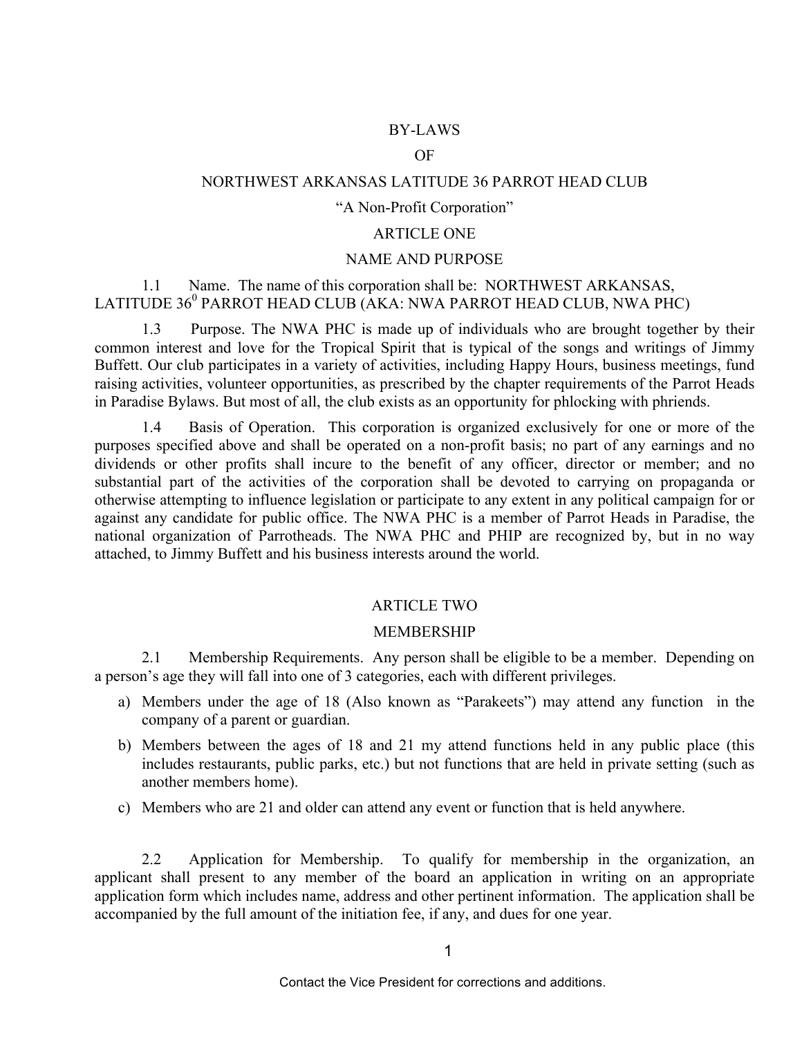# BY-LAWS

# OF

# NORTHWEST ARKANSAS LATITUDE 36 PARROT HEAD CLUB

"A Non-Profit Corporation"

## ARTICLE ONE

## NAME AND PURPOSE

1.1 Name. The name of this corporation shall be: NORTHWEST ARKANSAS, LATITUDE 36$^0$ PARROT HEAD CLUB (AKA: NWA PARROT HEAD CLUB, NWA PHC)

1.3 Purpose. The NWA PHC is made up of individuals who are brought together by their common interest and love for the Tropical Spirit that is typical of the songs and writings of Jimmy Buffett. Our club participates in a variety of activities, including Happy Hours, business meetings, fund raising activities, volunteer opportunities, as prescribed by the chapter requirements of the Parrot Heads in Paradise Bylaws. But most of all, the club exists as an opportunity for phlocking with phriends.

1.4 Basis of Operation. This corporation is organized exclusively for one or more of the purposes specified above and shall be operated on a non-profit basis; no part of any earnings and no dividends or other profits shall incure to the benefit of any officer, director or member; and no substantial part of the activities of the corporation shall be devoted to carrying on propaganda or otherwise attempting to influence legislation or participate to any extent in any political campaign for or against any candidate for public office. The NWA PHC is a member of Parrot Heads in Paradise, the national organization of Parrotheads. The NWA PHC and PHIP are recognized by, but in no way attached, to Jimmy Buffett and his business interests around the world.

## ARTICLE TWO

## MEMBERSHIP

2.1 Membership Requirements. Any person shall be eligible to be a member. Depending on a person's age they will fall into one of 3 categories, each with different privileges.

a) Members under the age of 18 (Also known as "Parakeets") may attend any function in the company of a parent or guardian.
b) Members between the ages of 18 and 21 my attend functions held in any public place (this includes restaurants, public parks, etc.) but not functions that are held in private setting (such as another members home).
c) Members who are 21 and older can attend any event or function that is held anywhere.

2.2 Application for Membership. To qualify for membership in the organization, an applicant shall present to any member of the board an application in writing on an appropriate application form which includes name, address and other pertinent information. The application shall be accompanied by the full amount of the initiation fee, if any, and dues for one year.

Contact the Vice President for corrections and additions.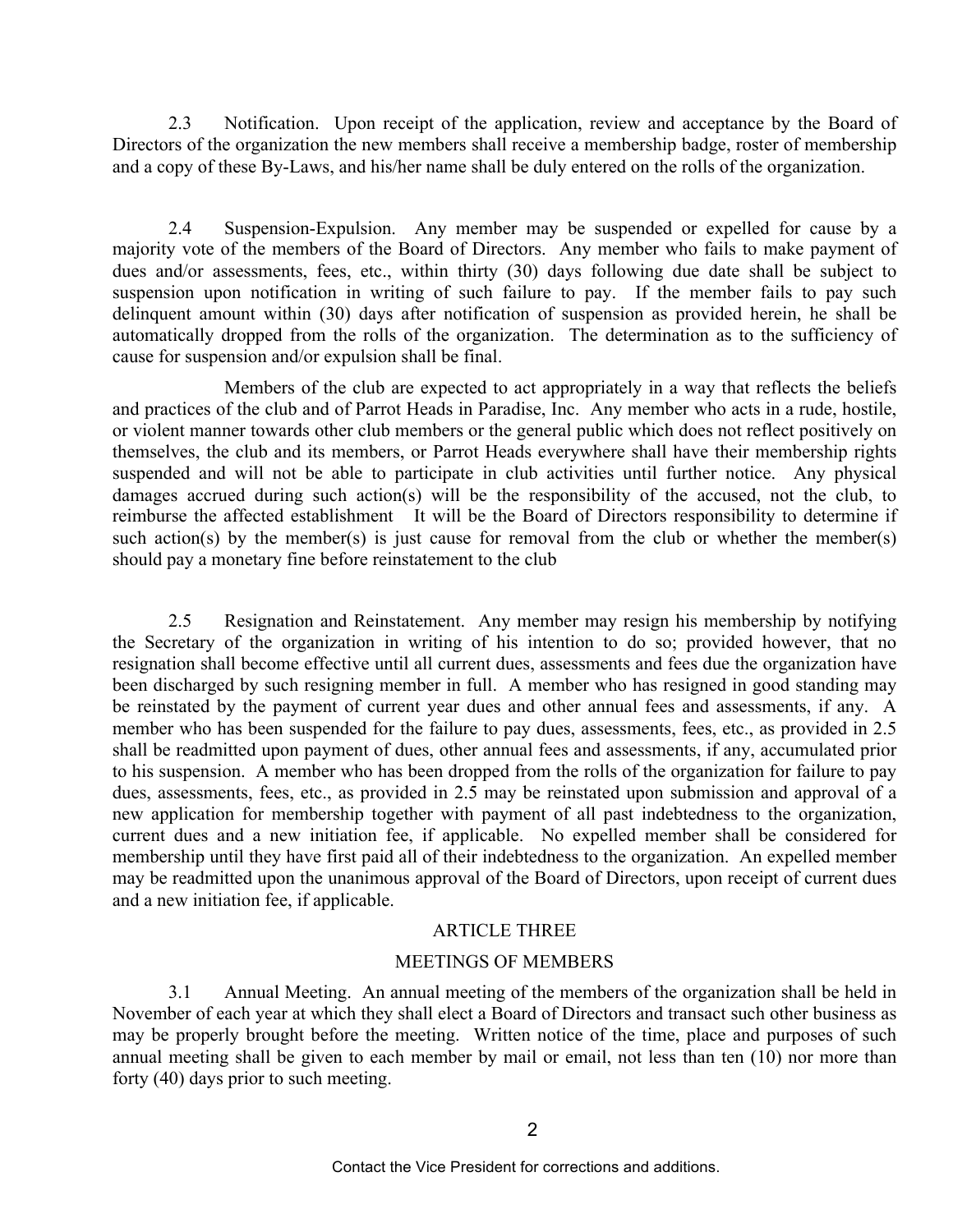2.3 Notification. Upon receipt of the application, review and acceptance by the Board of Directors of the organization the new members shall receive a membership badge, roster of membership and a copy of these By-Laws, and his/her name shall be duly entered on the rolls of the organization.

2.4 Suspension-Expulsion. Any member may be suspended or expelled for cause by a majority vote of the members of the Board of Directors. Any member who fails to make payment of dues and/or assessments, fees, etc., within thirty (30) days following due date shall be subject to suspension upon notification in writing of such failure to pay. If the member fails to pay such delinquent amount within (30) days after notification of suspension as provided herein, he shall be automatically dropped from the rolls of the organization. The determination as to the sufficiency of cause for suspension and/or expulsion shall be final.

Members of the club are expected to act appropriately in a way that reflects the beliefs and practices of the club and of Parrot Heads in Paradise, Inc. Any member who acts in a rude, hostile, or violent manner towards other club members or the general public which does not reflect positively on themselves, the club and its members, or Parrot Heads everywhere shall have their membership rights suspended and will not be able to participate in club activities until further notice. Any physical damages accrued during such action(s) will be the responsibility of the accused, not the club, to reimburse the affected establishment It will be the Board of Directors responsibility to determine if such action(s) by the member(s) is just cause for removal from the club or whether the member(s) should pay a monetary fine before reinstatement to the club

2.5 Resignation and Reinstatement. Any member may resign his membership by notifying the Secretary of the organization in writing of his intention to do so; provided however, that no resignation shall become effective until all current dues, assessments and fees due the organization have been discharged by such resigning member in full. A member who has resigned in good standing may be reinstated by the payment of current year dues and other annual fees and assessments, if any. A member who has been suspended for the failure to pay dues, assessments, fees, etc., as provided in 2.5 shall be readmitted upon payment of dues, other annual fees and assessments, if any, accumulated prior to his suspension. A member who has been dropped from the rolls of the organization for failure to pay dues, assessments, fees, etc., as provided in 2.5 may be reinstated upon submission and approval of a new application for membership together with payment of all past indebtedness to the organization, current dues and a new initiation fee, if applicable. No expelled member shall be considered for membership until they have first paid all of their indebtedness to the organization. An expelled member may be readmitted upon the unanimous approval of the Board of Directors, upon receipt of current dues and a new initiation fee, if applicable.

## ARTICLE THREE

## MEETINGS OF MEMBERS

3.1 Annual Meeting. An annual meeting of the members of the organization shall be held in November of each year at which they shall elect a Board of Directors and transact such other business as may be properly brought before the meeting. Written notice of the time, place and purposes of such annual meeting shall be given to each member by mail or email, not less than ten (10) nor more than forty (40) days prior to such meeting.

Contact the Vice President for corrections and additions.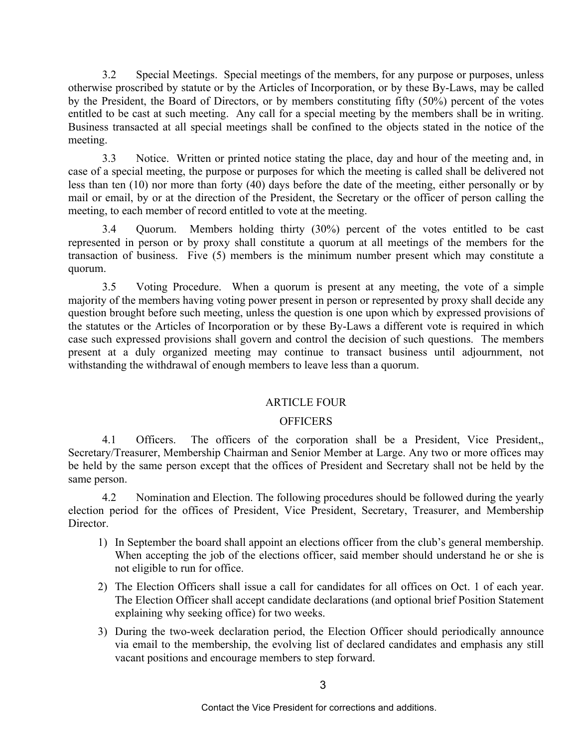3.2 Special Meetings. Special meetings of the members, for any purpose or purposes, unless otherwise proscribed by statute or by the Articles of Incorporation, or by these By-Laws, may be called by the President, the Board of Directors, or by members constituting fifty (50%) percent of the votes entitled to be cast at such meeting. Any call for a special meeting by the members shall be in writing. Business transacted at all special meetings shall be confined to the objects stated in the notice of the meeting.

3.3 Notice. Written or printed notice stating the place, day and hour of the meeting and, in case of a special meeting, the purpose or purposes for which the meeting is called shall be delivered not less than ten (10) nor more than forty (40) days before the date of the meeting, either personally or by mail or email, by or at the direction of the President, the Secretary or the officer of person calling the meeting, to each member of record entitled to vote at the meeting.

3.4 Quorum. Members holding thirty (30%) percent of the votes entitled to be cast represented in person or by proxy shall constitute a quorum at all meetings of the members for the transaction of business. Five (5) members is the minimum number present which may constitute a quorum.

3.5 Voting Procedure. When a quorum is present at any meeting, the vote of a simple majority of the members having voting power present in person or represented by proxy shall decide any question brought before such meeting, unless the question is one upon which by expressed provisions of the statutes or the Articles of Incorporation or by these By-Laws a different vote is required in which case such expressed provisions shall govern and control the decision of such questions. The members present at a duly organized meeting may continue to transact business until adjournment, not withstanding the withdrawal of enough members to leave less than a quorum.

## ARTICLE FOUR

## OFFICERS

4.1 Officers. The officers of the corporation shall be a President, Vice President,, Secretary/Treasurer, Membership Chairman and Senior Member at Large. Any two or more offices may be held by the same person except that the offices of President and Secretary shall not be held by the same person.

4.2 Nomination and Election. The following procedures should be followed during the yearly election period for the offices of President, Vice President, Secretary, Treasurer, and Membership Director.

1) In September the board shall appoint an elections officer from the club's general membership. When accepting the job of the elections officer, said member should understand he or she is not eligible to run for office.
2) The Election Officers shall issue a call for candidates for all offices on Oct. 1 of each year. The Election Officer shall accept candidate declarations (and optional brief Position Statement explaining why seeking office) for two weeks.
3) During the two-week declaration period, the Election Officer should periodically announce via email to the membership, the evolving list of declared candidates and emphasis any still vacant positions and encourage members to step forward.

Contact the Vice President for corrections and additions.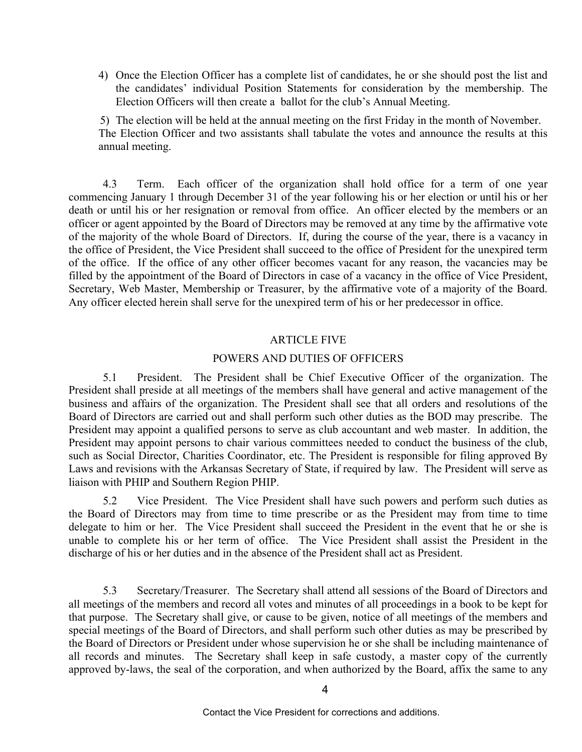4) Once the Election Officer has a complete list of candidates, he or she should post the list and the candidates' individual Position Statements for consideration by the membership. The Election Officers will then create a ballot for the club's Annual Meeting.

5) The election will be held at the annual meeting on the first Friday in the month of November. The Election Officer and two assistants shall tabulate the votes and announce the results at this annual meeting.

4.3 Term. Each officer of the organization shall hold office for a term of one year commencing January 1 through December 31 of the year following his or her election or until his or her death or until his or her resignation or removal from office. An officer elected by the members or an officer or agent appointed by the Board of Directors may be removed at any time by the affirmative vote of the majority of the whole Board of Directors. If, during the course of the year, there is a vacancy in the office of President, the Vice President shall succeed to the office of President for the unexpired term of the office. If the office of any other officer becomes vacant for any reason, the vacancies may be filled by the appointment of the Board of Directors in case of a vacancy in the office of Vice President, Secretary, Web Master, Membership or Treasurer, by the affirmative vote of a majority of the Board. Any officer elected herein shall serve for the unexpired term of his or her predecessor in office.

## ARTICLE FIVE

## POWERS AND DUTIES OF OFFICERS

5.1 President. The President shall be Chief Executive Officer of the organization. The President shall preside at all meetings of the members shall have general and active management of the business and affairs of the organization. The President shall see that all orders and resolutions of the Board of Directors are carried out and shall perform such other duties as the BOD may prescribe. The President may appoint a qualified persons to serve as club accountant and web master. In addition, the President may appoint persons to chair various committees needed to conduct the business of the club, such as Social Director, Charities Coordinator, etc. The President is responsible for filing approved By Laws and revisions with the Arkansas Secretary of State, if required by law. The President will serve as liaison with PHIP and Southern Region PHIP.

5.2 Vice President. The Vice President shall have such powers and perform such duties as the Board of Directors may from time to time prescribe or as the President may from time to time delegate to him or her. The Vice President shall succeed the President in the event that he or she is unable to complete his or her term of office. The Vice President shall assist the President in the discharge of his or her duties and in the absence of the President shall act as President.

5.3 Secretary/Treasurer. The Secretary shall attend all sessions of the Board of Directors and all meetings of the members and record all votes and minutes of all proceedings in a book to be kept for that purpose. The Secretary shall give, or cause to be given, notice of all meetings of the members and special meetings of the Board of Directors, and shall perform such other duties as may be prescribed by the Board of Directors or President under whose supervision he or she shall be including maintenance of all records and minutes. The Secretary shall keep in safe custody, a master copy of the currently approved by-laws, the seal of the corporation, and when authorized by the Board, affix the same to any

Contact the Vice President for corrections and additions.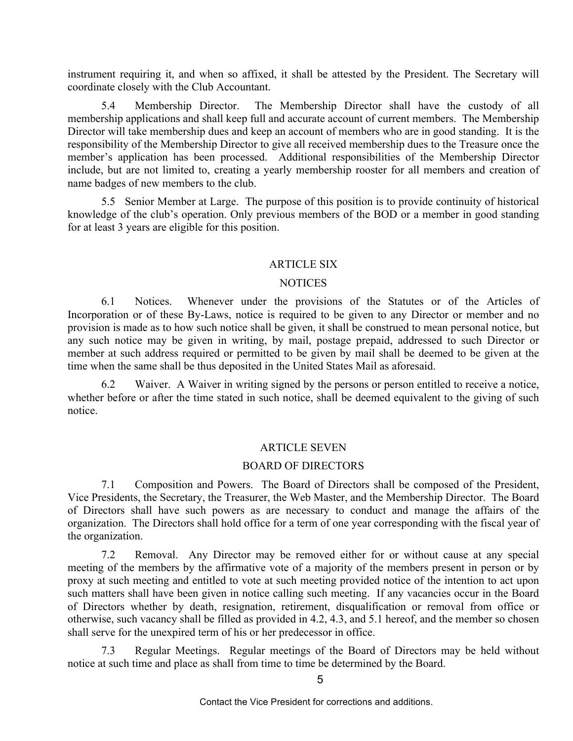instrument requiring it, and when so affixed, it shall be attested by the President. The Secretary will coordinate closely with the Club Accountant.

5.4 Membership Director. The Membership Director shall have the custody of all membership applications and shall keep full and accurate account of current members. The Membership Director will take membership dues and keep an account of members who are in good standing. It is the responsibility of the Membership Director to give all received membership dues to the Treasure once the member's application has been processed. Additional responsibilities of the Membership Director include, but are not limited to, creating a yearly membership rooster for all members and creation of name badges of new members to the club.

5.5 Senior Member at Large. The purpose of this position is to provide continuity of historical knowledge of the club's operation. Only previous members of the BOD or a member in good standing for at least 3 years are eligible for this position.

## ARTICLE SIX

## NOTICES

6.1 Notices. Whenever under the provisions of the Statutes or of the Articles of Incorporation or of these By-Laws, notice is required to be given to any Director or member and no provision is made as to how such notice shall be given, it shall be construed to mean personal notice, but any such notice may be given in writing, by mail, postage prepaid, addressed to such Director or member at such address required or permitted to be given by mail shall be deemed to be given at the time when the same shall be thus deposited in the United States Mail as aforesaid.

6.2 Waiver. A Waiver in writing signed by the persons or person entitled to receive a notice, whether before or after the time stated in such notice, shall be deemed equivalent to the giving of such notice.

## ARTICLE SEVEN

## BOARD OF DIRECTORS

7.1 Composition and Powers. The Board of Directors shall be composed of the President, Vice Presidents, the Secretary, the Treasurer, the Web Master, and the Membership Director. The Board of Directors shall have such powers as are necessary to conduct and manage the affairs of the organization. The Directors shall hold office for a term of one year corresponding with the fiscal year of the organization.

7.2 Removal. Any Director may be removed either for or without cause at any special meeting of the members by the affirmative vote of a majority of the members present in person or by proxy at such meeting and entitled to vote at such meeting provided notice of the intention to act upon such matters shall have been given in notice calling such meeting. If any vacancies occur in the Board of Directors whether by death, resignation, retirement, disqualification or removal from office or otherwise, such vacancy shall be filled as provided in 4.2, 4.3, and 5.1 hereof, and the member so chosen shall serve for the unexpired term of his or her predecessor in office.

7.3 Regular Meetings. Regular meetings of the Board of Directors may be held without notice at such time and place as shall from time to time be determined by the Board.

Contact the Vice President for corrections and additions.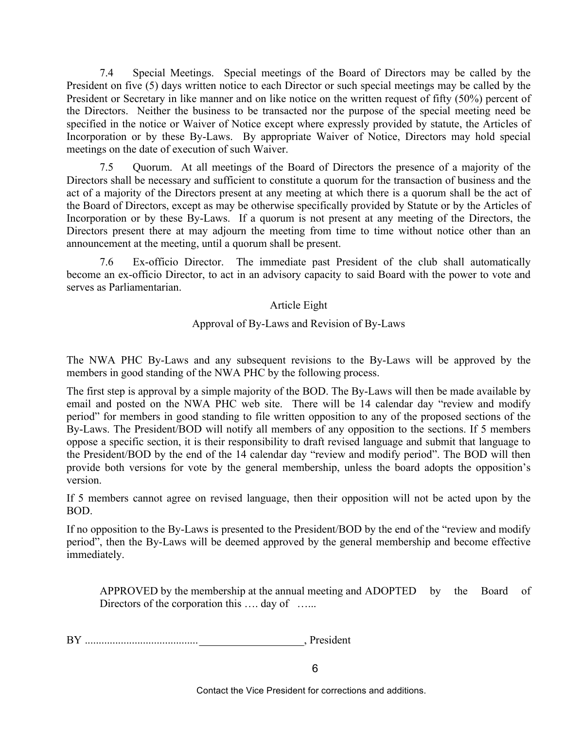7.4 Special Meetings. Special meetings of the Board of Directors may be called by the President on five (5) days written notice to each Director or such special meetings may be called by the President or Secretary in like manner and on like notice on the written request of fifty (50%) percent of the Directors. Neither the business to be transacted nor the purpose of the special meeting need be specified in the notice or Waiver of Notice except where expressly provided by statute, the Articles of Incorporation or by these By-Laws. By appropriate Waiver of Notice, Directors may hold special meetings on the date of execution of such Waiver.

7.5 Quorum. At all meetings of the Board of Directors the presence of a majority of the Directors shall be necessary and sufficient to constitute a quorum for the transaction of business and the act of a majority of the Directors present at any meeting at which there is a quorum shall be the act of the Board of Directors, except as may be otherwise specifically provided by Statute or by the Articles of Incorporation or by these By-Laws. If a quorum is not present at any meeting of the Directors, the Directors present there at may adjourn the meeting from time to time without notice other than an announcement at the meeting, until a quorum shall be present.

7.6 Ex-officio Director. The immediate past President of the club shall automatically become an ex-officio Director, to act in an advisory capacity to said Board with the power to vote and serves as Parliamentarian.

## Article Eight

### Approval of By-Laws and Revision of By-Laws

The NWA PHC By-Laws and any subsequent revisions to the By-Laws will be approved by the members in good standing of the NWA PHC by the following process.

The first step is approval by a simple majority of the BOD. The By-Laws will then be made available by email and posted on the NWA PHC web site. There will be 14 calendar day "review and modify period" for members in good standing to file written opposition to any of the proposed sections of the By-Laws. The President/BOD will notify all members of any opposition to the sections. If 5 members oppose a specific section, it is their responsibility to draft revised language and submit that language to the President/BOD by the end of the 14 calendar day "review and modify period". The BOD will then provide both versions for vote by the general membership, unless the board adopts the opposition's version.

If 5 members cannot agree on revised language, then their opposition will not be acted upon by the BOD.

If no opposition to the By-Laws is presented to the President/BOD by the end of the "review and modify period", then the By-Laws will be deemed approved by the general membership and become effective immediately.

APPROVED by the membership at the annual meeting and ADOPTED by the Board of Directors of the corporation this …. day of …...

BY ........................................ ___________________, President

Contact the Vice President for corrections and additions.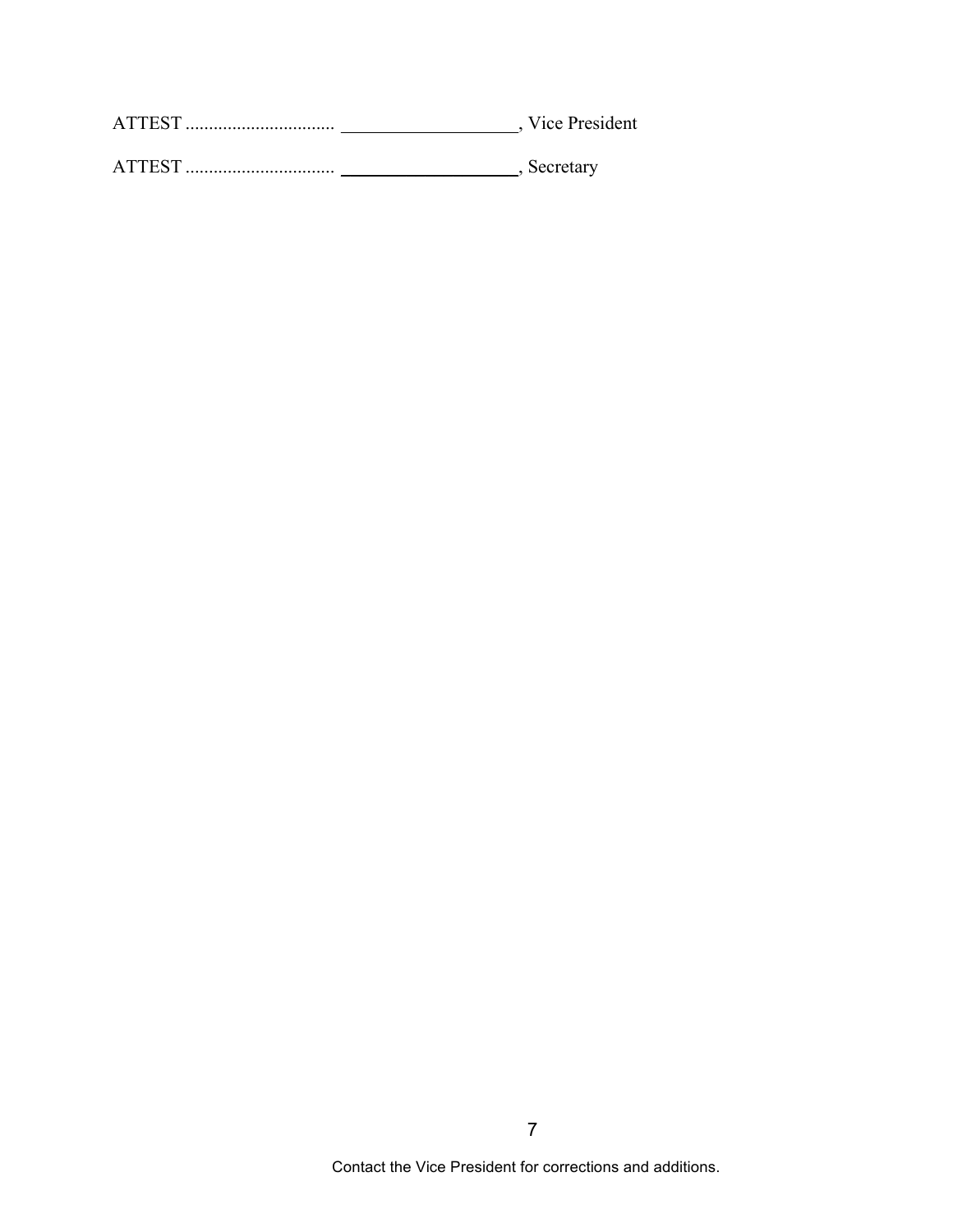ATTEST ................................ ___________________, Vice President

ATTEST ................................ ___________________, Secretary

Contact the Vice President for corrections and additions.